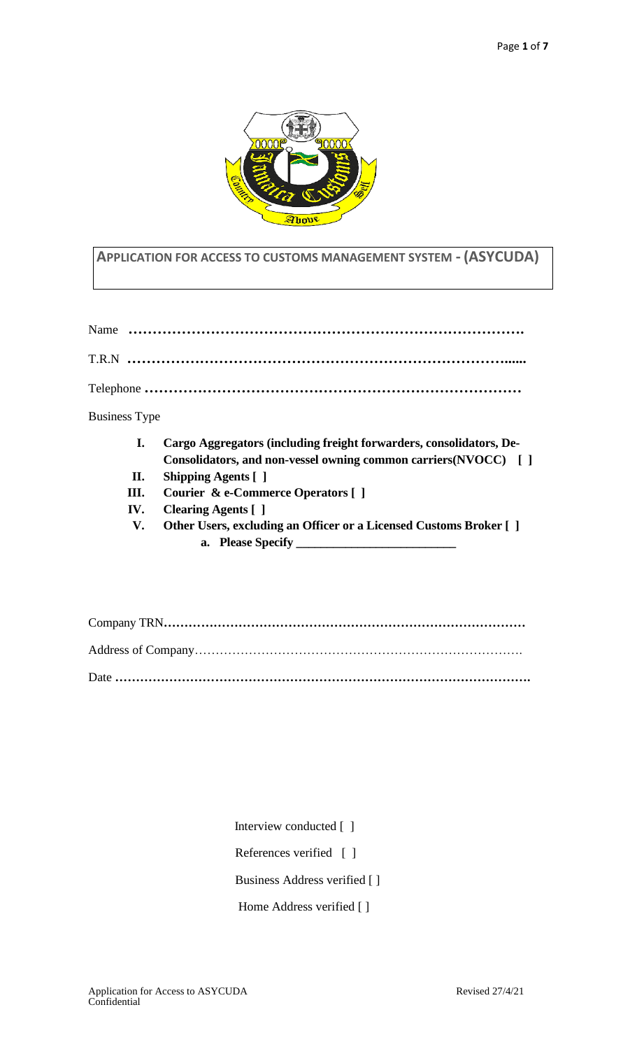# APPLICATION FOR ACCESS TO CUSTOMS MANAGEMENT SYSTEM - (ASYCUDA)

Name …………………………………………………………………………

T.R.N ……………………………………………………………………......

Telephone ……………………………………………………………………

Business Type

- **I. Cargo Aggregators (including freight forwarders, consolidators, De-Consolidators, and non-vessel owning common carriers(NVOCC) [ ]**
- **II. Shipping Agents [ ]**
- **III. Courier & e-Commerce Operators [ ]**
- **IV. Clearing Agents [ ]**
- **V. Other Users, excluding an Officer or a Licensed Customs Broker [ ]**
  - **a. Please Specify ________________________**

Company TRN……………………………………………………………………………

Address of Company…………………………………………………………………….

Date ……………………………………………………………………………………….

Interview conducted [ ]

References verified [ ]

Business Address verified [ ]

Home Address verified [ ]

Application for Access to ASYCUDA
Confidential

Revised 27/4/21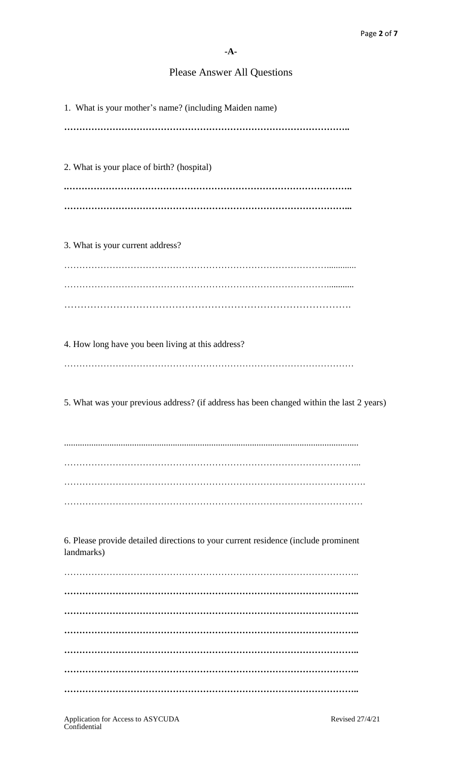-A-

## Please Answer All Questions

1. What is your mother's name? (including Maiden name)

……………………………………………………………………………………..

2. What is your place of birth? (hospital)

……………………………………………………………………………………..

……………………………………………………………………………………...

3. What is your current address?

……………………………………………………………………………….............

……………………………………………………………………………….............

……………………………………………………………………………….

4. How long have you been living at this address?

……………………………………………………………………………………

5. What was your previous address? (if address has been changed within the last 2 years)

..............................................................................................................................

……………………………………………………………………………………...

……………………………………………………………………………………….

………………………………………………………………………………………

6. Please provide detailed directions to your current residence (include prominent landmarks)

……………………………………………………………………………………..

……………………………………………………………………………………..

……………………………………………………………………………………..

……………………………………………………………………………………..

……………………………………………………………………………………..

……………………………………………………………………………………..

……………………………………………………………………………………..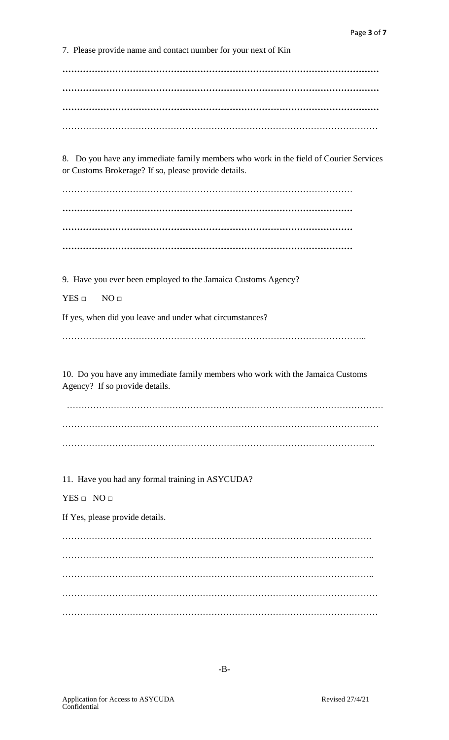7. Please provide name and contact number for your next of Kin

…………………………………………………………………………………………………

…………………………………………………………………………………………………

…………………………………………………………………………………………………

…………………………………………………………………………………………………

8. Do you have any immediate family members who work in the field of Courier Services or Customs Brokerage? If so, please provide details.

………………………………………………………………………………………

………………………………………………………………………………………

………………………………………………………………………………………

………………………………………………………………………………………

9. Have you ever been employed to the Jamaica Customs Agency?

YES □ NO □

If yes, when did you leave and under what circumstances?

…………………………………………………………………………………………..

10. Do you have any immediate family members who work with the Jamaica Customs Agency? If so provide details.

…………………………………………………………………………………………………

…………………………………………………………………………………………………

…………………………………………………………………………………………..

11. Have you had any formal training in ASYCUDA?

YES □ NO □

If Yes, please provide details.

………………………………………………………………………………………….

…………………………………………………………………………………………..

…………………………………………………………………………………………..

…………………………………………………………………………………………………

…………………………………………………………………………………………………

-B-

Application for Access to ASYCUDA
Confidential

Revised 27/4/21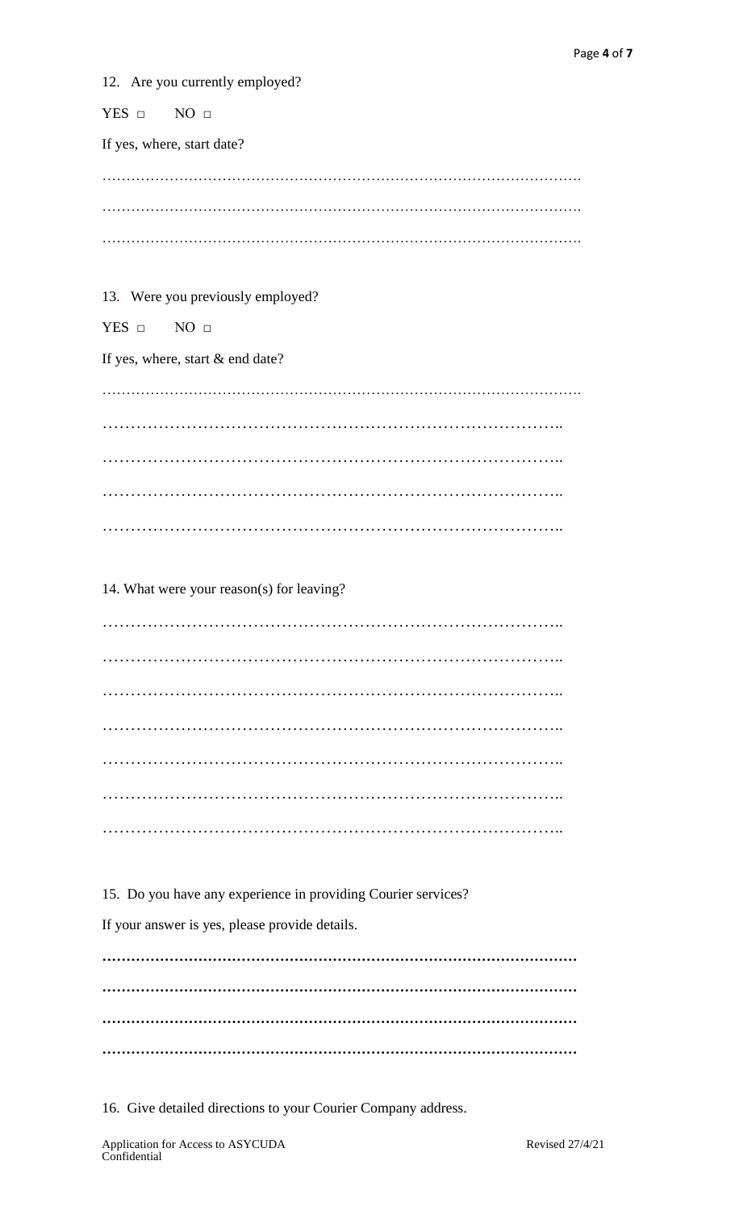12. Are you currently employed?

YES □ NO □

If yes, where, start date?

…………………………………………………………………………………………

…………………………………………………………………………………………

…………………………………………………………………………………………

13. Were you previously employed?

YES □ NO □

If yes, where, start & end date?

…………………………………………………………………………………………

………………………………………………………………………………..

………………………………………………………………………………..

………………………………………………………………………………..

………………………………………………………………………………..

14. What were your reason(s) for leaving?

………………………………………………………………………………..

………………………………………………………………………………..

………………………………………………………………………………..

………………………………………………………………………………..

………………………………………………………………………………..

………………………………………………………………………………..

………………………………………………………………………………..

15. Do you have any experience in providing Courier services?

If your answer is yes, please provide details.

**…………………………………………………………………………………………**

**…………………………………………………………………………………………**

**…………………………………………………………………………………………**

**…………………………………………………………………………………………**

16. Give detailed directions to your Courier Company address.

Application for Access to ASYCUDA
Confidential

Revised 27/4/21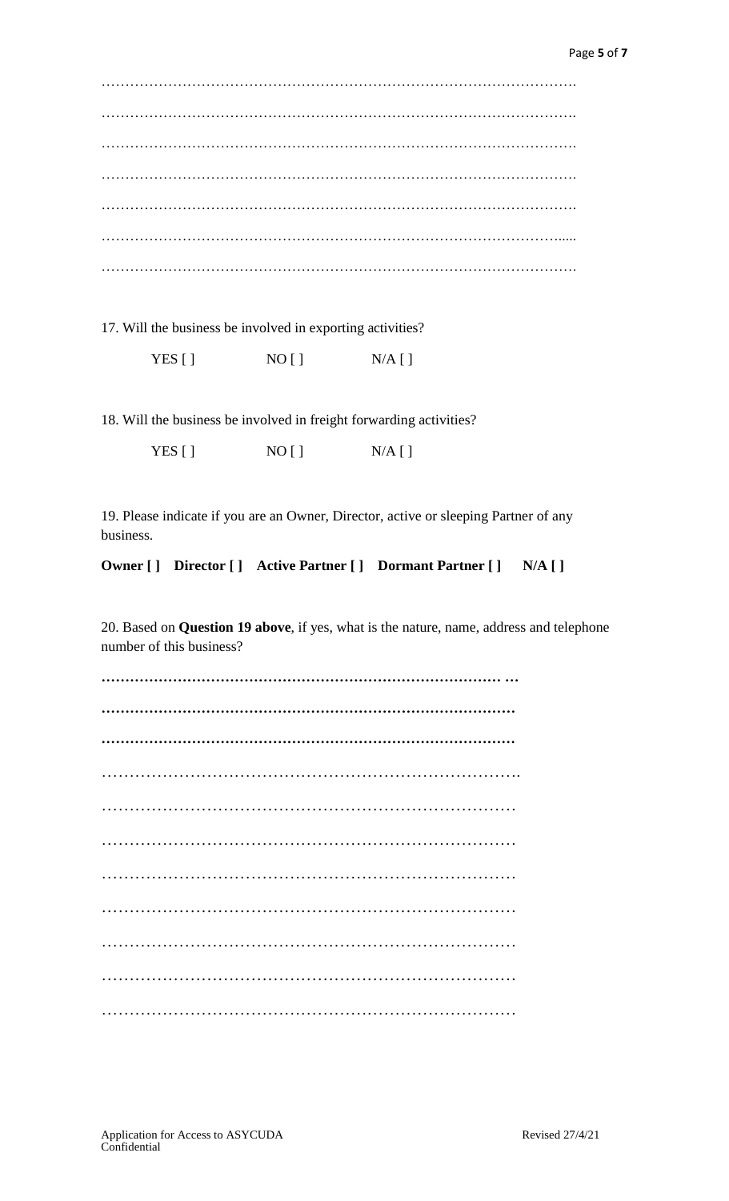……………………………………………………………………………………….

……………………………………………………………………………………….

……………………………………………………………………………………….

……………………………………………………………………………………….

……………………………………………………………………………………….

……………………………………………………………………………………......

……………………………………………………………………………………….

17. Will the business be involved in exporting activities?

YES [ ]    NO [ ]    N/A [ ]

18. Will the business be involved in freight forwarding activities?

YES [ ]    NO [ ]    N/A [ ]

19. Please indicate if you are an Owner, Director, active or sleeping Partner of any business.

**Owner [ ]   Director [ ]   Active Partner [ ]   Dormant Partner [ ]   N/A [ ]**

20. Based on **Question 19 above**, if yes, what is the nature, name, address and telephone number of this business?

**………………………………………………………………………… …**

**…………………………………………………………………………**

**…………………………………………………………………………**

………………………………………………………………….

…………………………………………………………………

…………………………………………………………………

…………………………………………………………………

…………………………………………………………………

…………………………………………………………………

…………………………………………………………………

…………………………………………………………………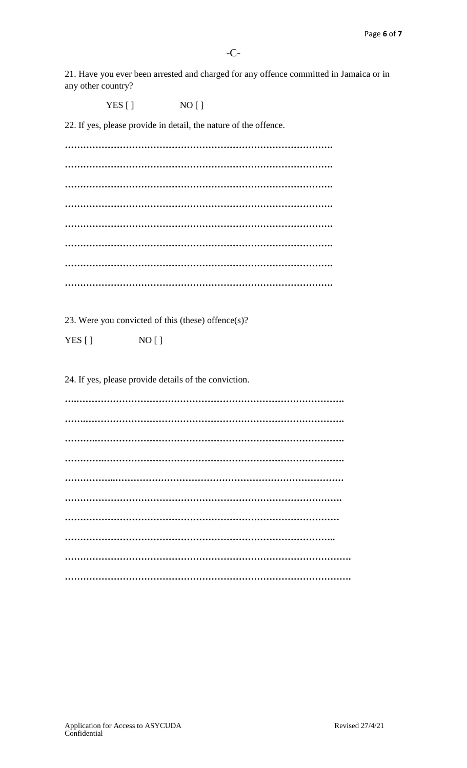-C-

21. Have you ever been arrested and charged for any offence committed in Jamaica or in any other country?

YES [ ]   NO [ ]

22. If yes, please provide in detail, the nature of the offence.

………………………………………………………………………………

………………………………………………………………………………

………………………………………………………………………………

………………………………………………………………………………

………………………………………………………………………………

………………………………………………………………………………

………………………………………………………………………………

………………………………………………………………………………

23. Were you convicted of this (these) offence(s)?

YES [ ]   NO [ ]

24. If yes, please provide details of the conviction.

………………………………………………………………………………

………………………………………………………………………………

………………………………………………………………………………

………………………………………………………………………………

………………………………………………………………………………

………………………………………………………………………………

………………………………………………………………………………

………………………………………………………………………………

………………………………………………………………………………

………………………………………………………………………………

Application for Access to ASYCUDA
Confidential

Revised 27/4/21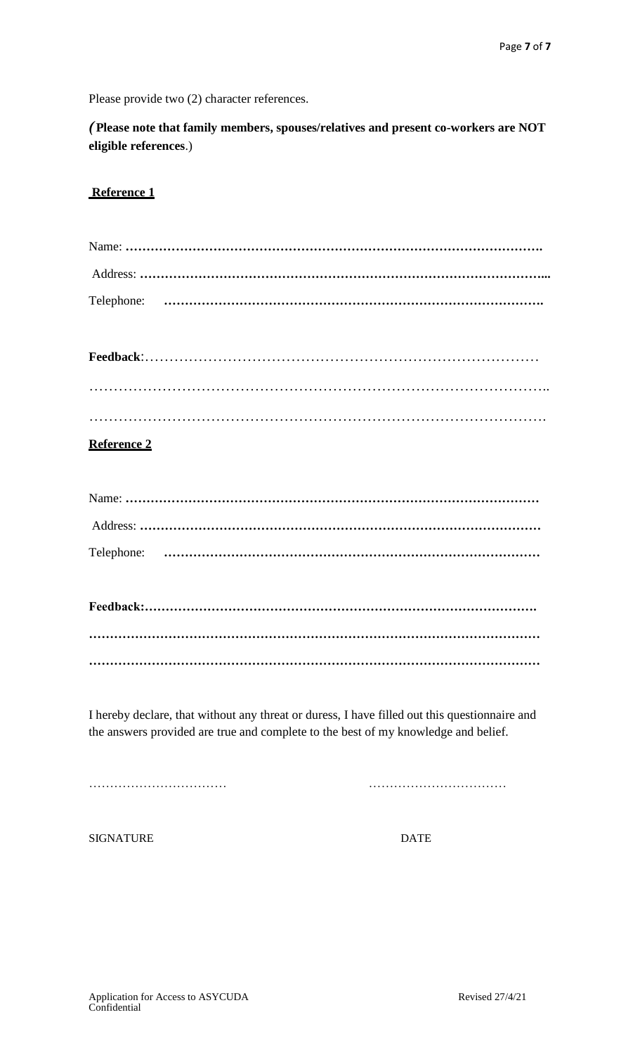Please provide two (2) character references.

**(Please note that family members, spouses/relatives and present co-workers are NOT eligible references.)**

**Reference 1**

Name: **……………………………………………………………………………………….**

Address: **……………………………………………………………………………………...**

Telephone: **…………………………………………………………………………….**

**Feedback**:…………………………………………………………………………

………………………………………………………………………………………..

……………………………………………………………………………………….

**Reference 2**

Name: **………………………………………………………………………………………**

Address: **……………………………………………………………………………………**

Telephone: **……………………………………………………………………………**

**Feedback:……………………………………………………………………………….**

**………………………………………………………………………………………………**

**………………………………………………………………………………………………**

I hereby declare, that without any threat or duress, I have filled out this questionnaire and the answers provided are true and complete to the best of my knowledge and belief.

……………………………                ……………………………

SIGNATURE                DATE

Application for Access to ASYCUDA
Confidential

Revised 27/4/21